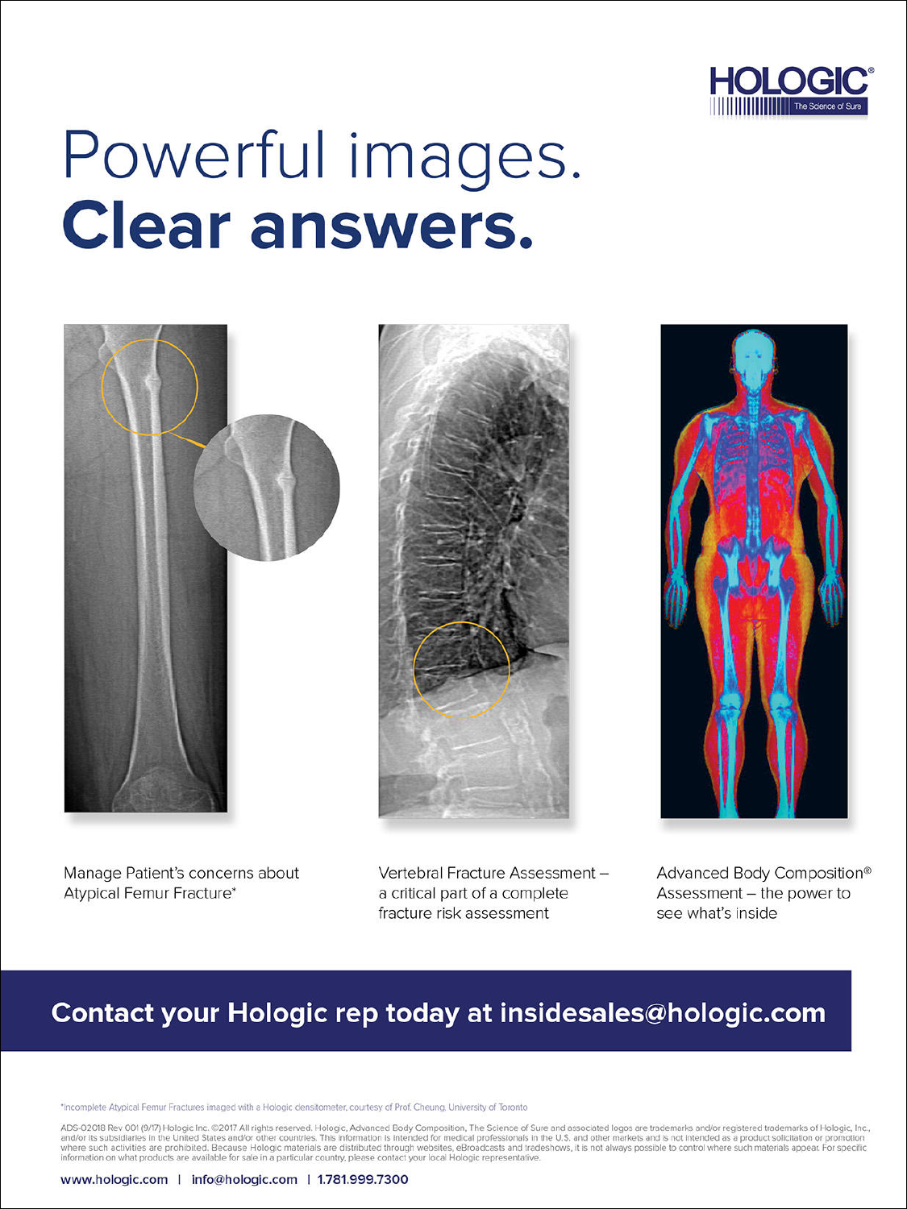HOLOGIC®
The Science of Sure

# Powerful images.
# **Clear answers.**

Manage Patient's concerns about Atypical Femur Fracture*

Vertebral Fracture Assessment – a critical part of a complete fracture risk assessment

Advanced Body Composition® Assessment – the power to see what's inside

**Contact your Hologic rep today at insidesales@hologic.com**

*Incomplete Atypical Femur Fractures imaged with a Hologic densitometer, courtesy of Prof. Cheung, University of Toronto

ADS-02018 Rev 001 (9/17) Hologic Inc. ©2017 All rights reserved. Hologic, Advanced Body Composition, The Science of Sure and associated logos are trademarks and/or registered trademarks of Hologic, Inc., and/or its subsidiaries in the United States and/or other countries. This information is intended for medical professionals in the U.S. and other markets and is not intended as a product solicitation or promotion where such activities are prohibited. Because Hologic materials are distributed through websites, eBroadcasts and tradeshows, it is not always possible to control where such materials appear. For specific information on what products are available for sale in a particular country, please contact your local Hologic representative.

**www.hologic.com | info@hologic.com | 1.781.999.7300**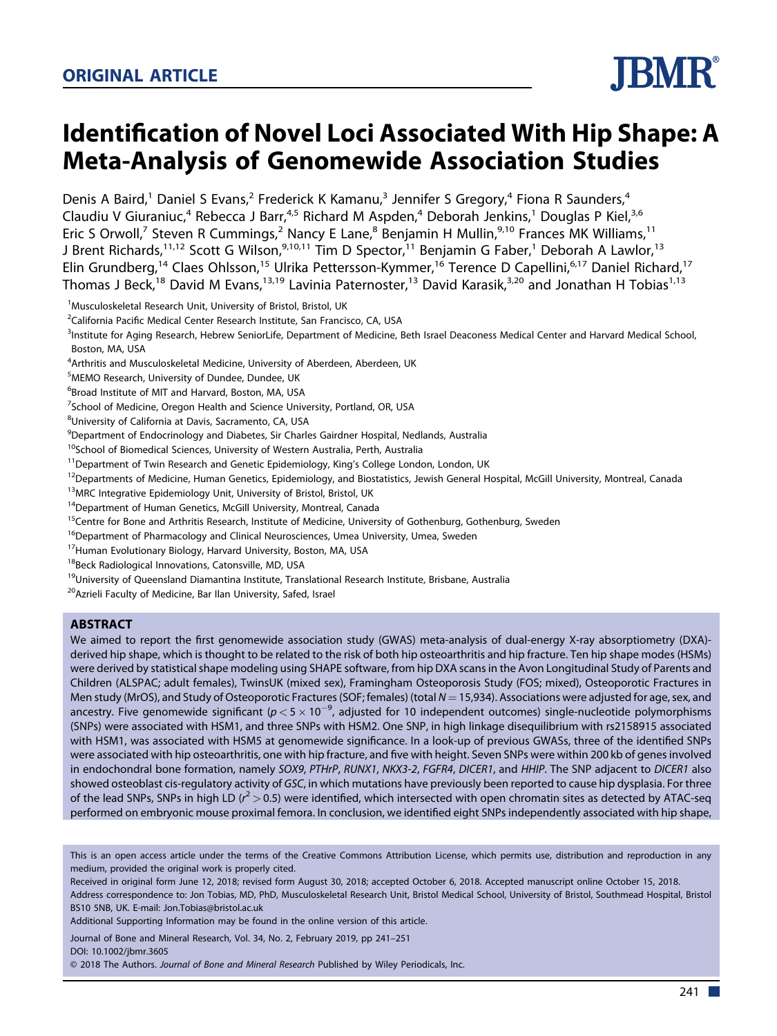## ORIGINAL ARTICLE

# Identification of Novel Loci Associated With Hip Shape: A Meta-Analysis of Genomewide Association Studies

Denis A Baird,[1] Daniel S Evans,[2] Frederick K Kamanu,[3] Jennifer S Gregory,[4] Fiona R Saunders,[4] Claudiu V Giuraniuc,[4] Rebecca J Barr,[4,5] Richard M Aspden,[4] Deborah Jenkins,[1] Douglas P Kiel,[3,6] Eric S Orwoll,[7] Steven R Cummings,[2] Nancy E Lane,[8] Benjamin H Mullin,[9,10] Frances MK Williams,[11] J Brent Richards,[11,12] Scott G Wilson,[9,10,11] Tim D Spector,[11] Benjamin G Faber,[1] Deborah A Lawlor,[13] Elin Grundberg,[14] Claes Ohlsson,[15] Ulrika Pettersson-Kymmer,[16] Terence D Capellini,[6,17] Daniel Richard,[17] Thomas J Beck,[18] David M Evans,[13,19] Lavinia Paternoster,[13] David Karasik,[3,20] and Jonathan H Tobias[1,13]

[1]Musculoskeletal Research Unit, University of Bristol, Bristol, UK
[2]California Pacific Medical Center Research Institute, San Francisco, CA, USA
[3]Institute for Aging Research, Hebrew SeniorLife, Department of Medicine, Beth Israel Deaconess Medical Center and Harvard Medical School, Boston, MA, USA
[4]Arthritis and Musculoskeletal Medicine, University of Aberdeen, Aberdeen, UK
[5]MEMO Research, University of Dundee, Dundee, UK
[6]Broad Institute of MIT and Harvard, Boston, MA, USA
[7]School of Medicine, Oregon Health and Science University, Portland, OR, USA
[8]University of California at Davis, Sacramento, CA, USA
[9]Department of Endocrinology and Diabetes, Sir Charles Gairdner Hospital, Nedlands, Australia
[10]School of Biomedical Sciences, University of Western Australia, Perth, Australia
[11]Department of Twin Research and Genetic Epidemiology, King's College London, London, UK
[12]Departments of Medicine, Human Genetics, Epidemiology, and Biostatistics, Jewish General Hospital, McGill University, Montreal, Canada
[13]MRC Integrative Epidemiology Unit, University of Bristol, Bristol, UK
[14]Department of Human Genetics, McGill University, Montreal, Canada
[15]Centre for Bone and Arthritis Research, Institute of Medicine, University of Gothenburg, Gothenburg, Sweden
[16]Department of Pharmacology and Clinical Neurosciences, Umea University, Umea, Sweden
[17]Human Evolutionary Biology, Harvard University, Boston, MA, USA
[18]Beck Radiological Innovations, Catonsville, MD, USA
[19]University of Queensland Diamantina Institute, Translational Research Institute, Brisbane, Australia
[20]Azrieli Faculty of Medicine, Bar Ilan University, Safed, Israel

## ABSTRACT

We aimed to report the first genomewide association study (GWAS) meta-analysis of dual-energy X-ray absorptiometry (DXA)-derived hip shape, which is thought to be related to the risk of both hip osteoarthritis and hip fracture. Ten hip shape modes (HSMs) were derived by statistical shape modeling using SHAPE software, from hip DXA scans in the Avon Longitudinal Study of Parents and Children (ALSPAC; adult females), TwinsUK (mixed sex), Framingham Osteoporosis Study (FOS; mixed), Osteoporotic Fractures in Men study (MrOS), and Study of Osteoporotic Fractures (SOF; females) (total $N = 15{,}934$). Associations were adjusted for age, sex, and ancestry. Five genomewide significant ($p < 5 \times 10^{-9}$, adjusted for 10 independent outcomes) single-nucleotide polymorphisms (SNPs) were associated with HSM1, and three SNPs with HSM2. One SNP, in high linkage disequilibrium with rs2158915 associated with HSM1, was associated with HSM5 at genomewide significance. In a look-up of previous GWASs, three of the identified SNPs were associated with hip osteoarthritis, one with hip fracture, and five with height. Seven SNPs were within 200 kb of genes involved in endochondral bone formation, namely *SOX9*, *PTHrP*, *RUNX1*, *NKX3-2*, *FGFR4*, *DICER1*, and *HHIP*. The SNP adjacent to *DICER1* also showed osteoblast cis-regulatory activity of *GSC*, in which mutations have previously been reported to cause hip dysplasia. For three of the lead SNPs, SNPs in high LD ($r^2 > 0.5$) were identified, which intersected with open chromatin sites as detected by ATAC-seq performed on embryonic mouse proximal femora. In conclusion, we identified eight SNPs independently associated with hip shape,

This is an open access article under the terms of the Creative Commons Attribution License, which permits use, distribution and reproduction in any medium, provided the original work is properly cited.

Received in original form June 12, 2018; revised form August 30, 2018; accepted October 6, 2018. Accepted manuscript online October 15, 2018.

Address correspondence to: Jon Tobias, MD, PhD, Musculoskeletal Research Unit, Bristol Medical School, University of Bristol, Southmead Hospital, Bristol BS10 5NB, UK. E-mail: Jon.Tobias@bristol.ac.uk

Additional Supporting Information may be found in the online version of this article.

DOI: 10.1002/jbmr.3605

© 2018 The Authors. *Journal of Bone and Mineral Research* Published by Wiley Periodicals, Inc.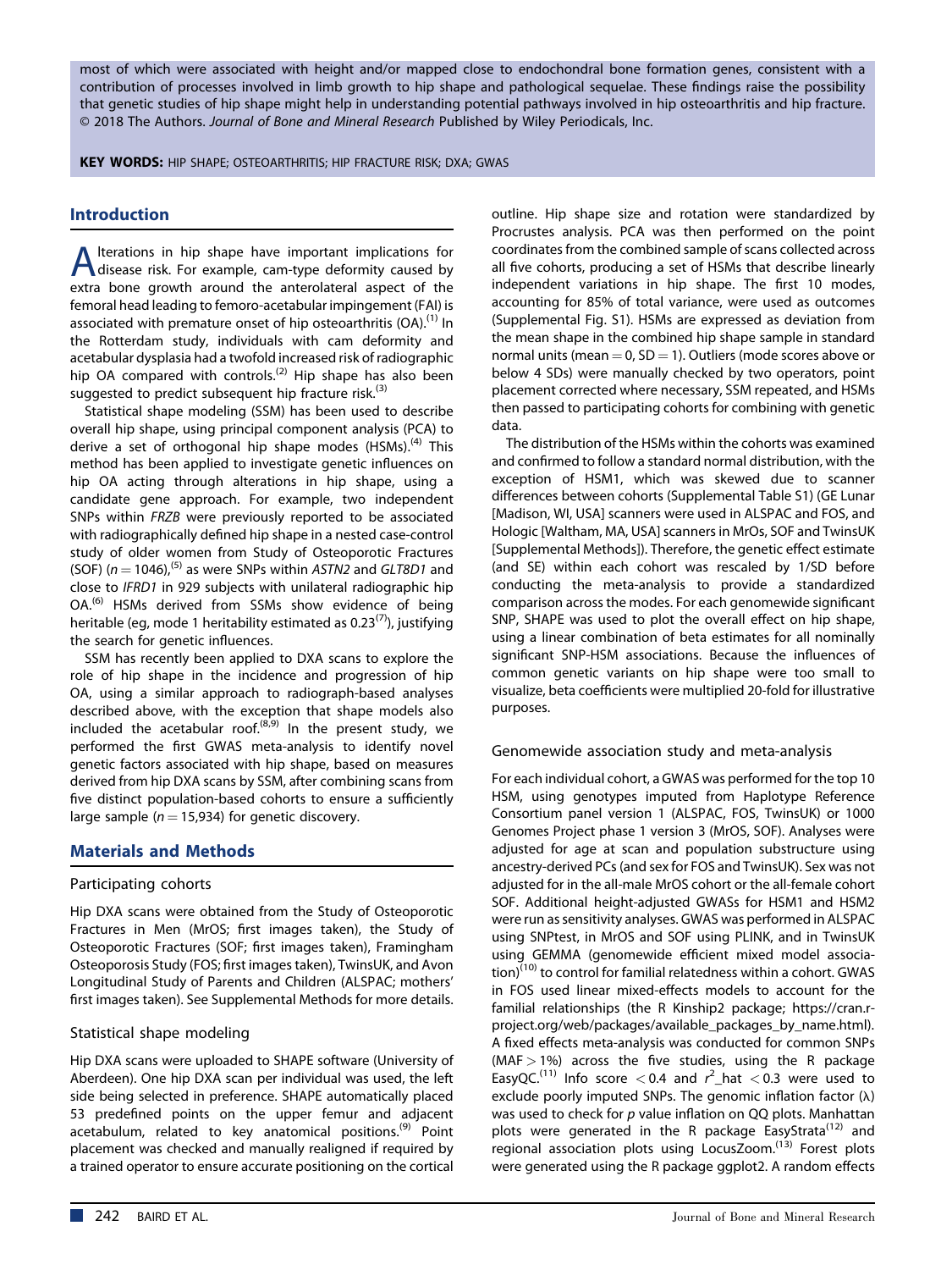most of which were associated with height and/or mapped close to endochondral bone formation genes, consistent with a contribution of processes involved in limb growth to hip shape and pathological sequelae. These findings raise the possibility that genetic studies of hip shape might help in understanding potential pathways involved in hip osteoarthritis and hip fracture. © 2018 The Authors. *Journal of Bone and Mineral Research* Published by Wiley Periodicals, Inc.

**KEY WORDS:** HIP SHAPE; OSTEOARTHRITIS; HIP FRACTURE RISK; DXA; GWAS

## Introduction

Alterations in hip shape have important implications for disease risk. For example, cam-type deformity caused by extra bone growth around the anterolateral aspect of the femoral head leading to femoro-acetabular impingement (FAI) is associated with premature onset of hip osteoarthritis (OA).[1] In the Rotterdam study, individuals with cam deformity and acetabular dysplasia had a twofold increased risk of radiographic hip OA compared with controls.[2] Hip shape has also been suggested to predict subsequent hip fracture risk.[3]

Statistical shape modeling (SSM) has been used to describe overall hip shape, using principal component analysis (PCA) to derive a set of orthogonal hip shape modes (HSMs).[4] This method has been applied to investigate genetic influences on hip OA acting through alterations in hip shape, using a candidate gene approach. For example, two independent SNPs within *FRZB* were previously reported to be associated with radiographically defined hip shape in a nested case-control study of older women from Study of Osteoporotic Fractures (SOF) ($n = 1046$),[5] as were SNPs within *ASTN2* and *GLT8D1* and close to *IFRD1* in 929 subjects with unilateral radiographic hip OA.[6] HSMs derived from SSMs show evidence of being heritable (eg, mode 1 heritability estimated as 0.23[7]), justifying the search for genetic influences.

SSM has recently been applied to DXA scans to explore the role of hip shape in the incidence and progression of hip OA, using a similar approach to radiograph-based analyses described above, with the exception that shape models also included the acetabular roof.[8,9] In the present study, we performed the first GWAS meta-analysis to identify novel genetic factors associated with hip shape, based on measures derived from hip DXA scans by SSM, after combining scans from five distinct population-based cohorts to ensure a sufficiently large sample ($n = 15{,}934$) for genetic discovery.

## Materials and Methods

### Participating cohorts

Hip DXA scans were obtained from the Study of Osteoporotic Fractures in Men (MrOS; first images taken), the Study of Osteoporotic Fractures (SOF; first images taken), Framingham Osteoporosis Study (FOS; first images taken), TwinsUK, and Avon Longitudinal Study of Parents and Children (ALSPAC; mothers' first images taken). See Supplemental Methods for more details.

### Statistical shape modeling

Hip DXA scans were uploaded to SHAPE software (University of Aberdeen). One hip DXA scan per individual was used, the left side being selected in preference. SHAPE automatically placed 53 predefined points on the upper femur and adjacent acetabulum, related to key anatomical positions.[9] Point placement was checked and manually realigned if required by a trained operator to ensure accurate positioning on the cortical outline. Hip shape size and rotation were standardized by Procrustes analysis. PCA was then performed on the point coordinates from the combined sample of scans collected across all five cohorts, producing a set of HSMs that describe linearly independent variations in hip shape. The first 10 modes, accounting for 85% of total variance, were used as outcomes (Supplemental Fig. S1). HSMs are expressed as deviation from the mean shape in the combined hip shape sample in standard normal units (mean = 0, SD = 1). Outliers (mode scores above or below 4 SDs) were manually checked by two operators, point placement corrected where necessary, SSM repeated, and HSMs then passed to participating cohorts for combining with genetic data.

The distribution of the HSMs within the cohorts was examined and confirmed to follow a standard normal distribution, with the exception of HSM1, which was skewed due to scanner differences between cohorts (Supplemental Table S1) (GE Lunar [Madison, WI, USA] scanners were used in ALSPAC and FOS, and Hologic [Waltham, MA, USA] scanners in MrOs, SOF and TwinsUK [Supplemental Methods]). Therefore, the genetic effect estimate (and SE) within each cohort was rescaled by 1/SD before conducting the meta-analysis to provide a standardized comparison across the modes. For each genomewide significant SNP, SHAPE was used to plot the overall effect on hip shape, using a linear combination of beta estimates for all nominally significant SNP-HSM associations. Because the influences of common genetic variants on hip shape were too small to visualize, beta coefficients were multiplied 20-fold for illustrative purposes.

### Genomewide association study and meta-analysis

For each individual cohort, a GWAS was performed for the top 10 HSM, using genotypes imputed from Haplotype Reference Consortium panel version 1 (ALSPAC, FOS, TwinsUK) or 1000 Genomes Project phase 1 version 3 (MrOS, SOF). Analyses were adjusted for age at scan and population substructure using ancestry-derived PCs (and sex for FOS and TwinsUK). Sex was not adjusted for in the all-male MrOS cohort or the all-female cohort SOF. Additional height-adjusted GWASs for HSM1 and HSM2 were run as sensitivity analyses. GWAS was performed in ALSPAC using SNPtest, in MrOS and SOF using PLINK, and in TwinsUK using GEMMA (genomewide efficient mixed model association)[10] to control for familial relatedness within a cohort. GWAS in FOS used linear mixed-effects models to account for the familial relationships (the R Kinship2 package; https://cran.r-project.org/web/packages/available_packages_by_name.html). A fixed effects meta-analysis was conducted for common SNPs (MAF > 1%) across the five studies, using the R package EasyQC.[11] Info score < 0.4 and $r^2$_hat < 0.3 were used to exclude poorly imputed SNPs. The genomic inflation factor (λ) was used to check for *p* value inflation on QQ plots. Manhattan plots were generated in the R package EasyStrata[12] and regional association plots using LocusZoom.[13] Forest plots were generated using the R package ggplot2. A random effects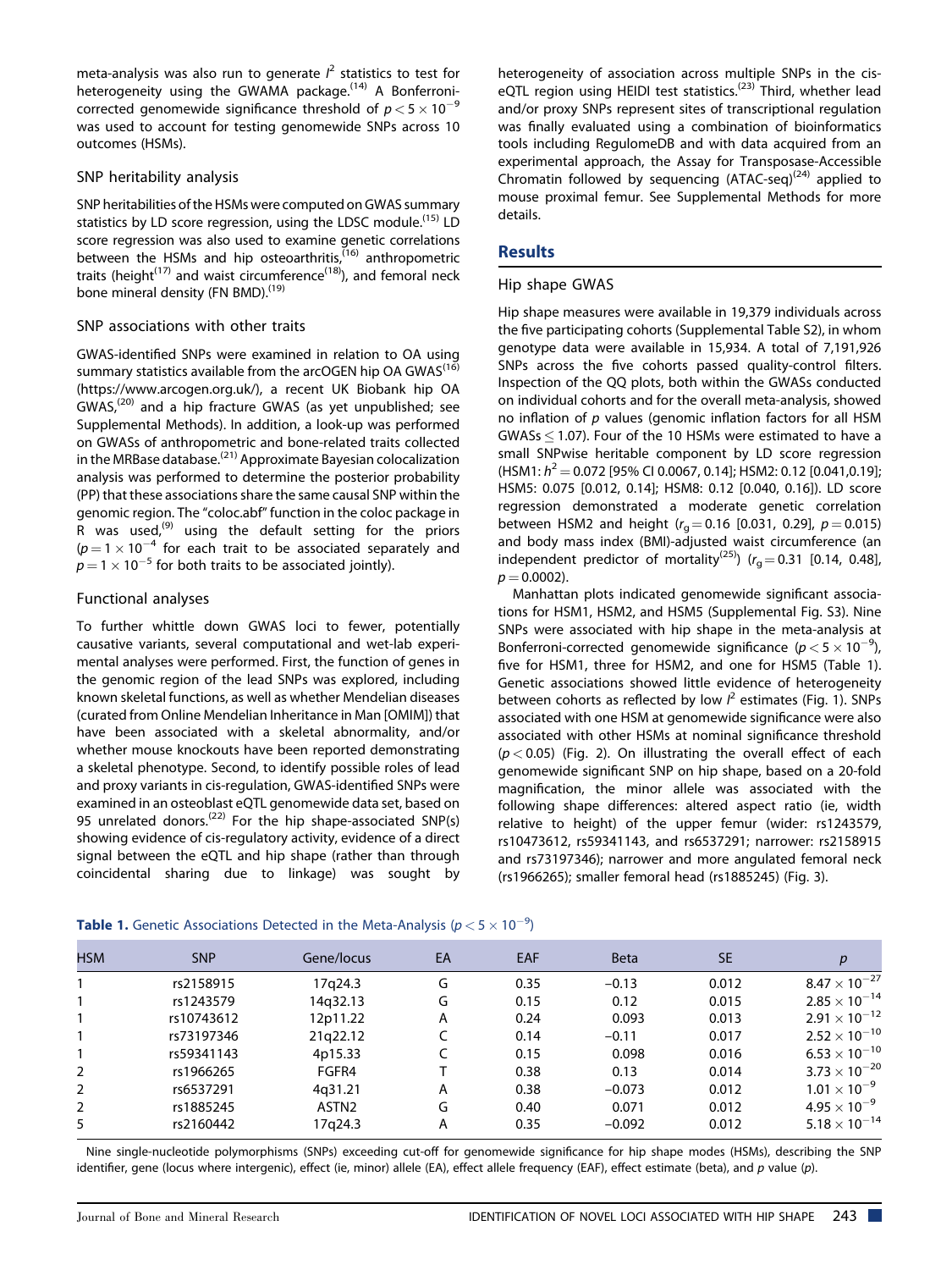meta-analysis was also run to generate $I^2$ statistics to test for heterogeneity using the GWAMA package.[14] A Bonferroni-corrected genomewide significance threshold of $p < 5 \times 10^{-9}$ was used to account for testing genomewide SNPs across 10 outcomes (HSMs).

### SNP heritability analysis

SNP heritabilities of the HSMs were computed on GWAS summary statistics by LD score regression, using the LDSC module.[15] LD score regression was also used to examine genetic correlations between the HSMs and hip osteoarthritis,[16] anthropometric traits (height[17] and waist circumference[18]), and femoral neck bone mineral density (FN BMD).[19]

### SNP associations with other traits

GWAS-identified SNPs were examined in relation to OA using summary statistics available from the arcOGEN hip OA GWAS[16] (https://www.arcogen.org.uk/), a recent UK Biobank hip OA GWAS,[20] and a hip fracture GWAS (as yet unpublished; see Supplemental Methods). In addition, a look-up was performed on GWASs of anthropometric and bone-related traits collected in the MRBase database.[21] Approximate Bayesian colocalization analysis was performed to determine the posterior probability (PP) that these associations share the same causal SNP within the genomic region. The "coloc.abf" function in the coloc package in R was used,[9] using the default setting for the priors ($p = 1 \times 10^{-4}$ for each trait to be associated separately and $p = 1 \times 10^{-5}$ for both traits to be associated jointly).

### Functional analyses

To further whittle down GWAS loci to fewer, potentially causative variants, several computational and wet-lab experimental analyses were performed. First, the function of genes in the genomic region of the lead SNPs was explored, including known skeletal functions, as well as whether Mendelian diseases (curated from Online Mendelian Inheritance in Man [OMIM]) that have been associated with a skeletal abnormality, and/or whether mouse knockouts have been reported demonstrating a skeletal phenotype. Second, to identify possible roles of lead and proxy variants in cis-regulation, GWAS-identified SNPs were examined in an osteoblast eQTL genomewide data set, based on 95 unrelated donors.[22] For the hip shape-associated SNP(s) showing evidence of cis-regulatory activity, evidence of a direct signal between the eQTL and hip shape (rather than through coincidental sharing due to linkage) was sought by heterogeneity of association across multiple SNPs in the cis-eQTL region using HEIDI test statistics.[23] Third, whether lead and/or proxy SNPs represent sites of transcriptional regulation was finally evaluated using a combination of bioinformatics tools including RegulomeDB and with data acquired from an experimental approach, the Assay for Transposase-Accessible Chromatin followed by sequencing (ATAC-seq)[24] applied to mouse proximal femur. See Supplemental Methods for more details.

## Results

### Hip shape GWAS

Hip shape measures were available in 19,379 individuals across the five participating cohorts (Supplemental Table S2), in whom genotype data were available in 15,934. A total of 7,191,926 SNPs across the five cohorts passed quality-control filters. Inspection of the QQ plots, both within the GWASs conducted on individual cohorts and for the overall meta-analysis, showed no inflation of $p$ values (genomic inflation factors for all HSM GWASs $\leq 1.07$). Four of the 10 HSMs were estimated to have a small SNPwise heritable component by LD score regression (HSM1: $h^2 = 0.072$ [95% CI 0.0067, 0.14]; HSM2: 0.12 [0.041,0.19]; HSM5: 0.075 [0.012, 0.14]; HSM8: 0.12 [0.040, 0.16]). LD score regression demonstrated a moderate genetic correlation between HSM2 and height ($r_g = 0.16$ [0.031, 0.29], $p = 0.015$) and body mass index (BMI)-adjusted waist circumference (an independent predictor of mortality[25]) ($r_g = 0.31$ [0.14, 0.48], $p = 0.0002$).

Manhattan plots indicated genomewide significant associations for HSM1, HSM2, and HSM5 (Supplemental Fig. S3). Nine SNPs were associated with hip shape in the meta-analysis at Bonferroni-corrected genomewide significance ($p < 5 \times 10^{-9}$), five for HSM1, three for HSM2, and one for HSM5 (Table 1). Genetic associations showed little evidence of heterogeneity between cohorts as reflected by low $I^2$ estimates (Fig. 1). SNPs associated with one HSM at genomewide significance were also associated with other HSMs at nominal significance threshold ($p < 0.05$) (Fig. 2). On illustrating the overall effect of each genomewide significant SNP on hip shape, based on a 20-fold magnification, the minor allele was associated with the following shape differences: altered aspect ratio (ie, width relative to height) of the upper femur (wider: rs1243579, rs10473612, rs59341143, and rs6537291; narrower: rs2158915 and rs73197346); narrower and more angulated femoral neck (rs1966265); smaller femoral head (rs1885245) (Fig. 3).

**Table 1.** Genetic Associations Detected in the Meta-Analysis ($p < 5 \times 10^{-9}$)

| HSM | SNP | Gene/locus | EA | EAF | Beta | SE | $p$ |
|---|---|---|---|---|---|---|---|
| 1 | rs2158915 | 17q24.3 | G | 0.35 | −0.13 | 0.012 | $8.47 \times 10^{-27}$ |
| 1 | rs1243579 | 14q32.13 | G | 0.15 | 0.12 | 0.015 | $2.85 \times 10^{-14}$ |
| 1 | rs10743612 | 12p11.22 | A | 0.24 | 0.093 | 0.013 | $2.91 \times 10^{-12}$ |
| 1 | rs73197346 | 21q22.12 | C | 0.14 | −0.11 | 0.017 | $2.52 \times 10^{-10}$ |
| 1 | rs59341143 | 4p15.33 | C | 0.15 | 0.098 | 0.016 | $6.53 \times 10^{-10}$ |
| 2 | rs1966265 | FGFR4 | T | 0.38 | 0.13 | 0.014 | $3.73 \times 10^{-20}$ |
| 2 | rs6537291 | 4q31.21 | A | 0.38 | −0.073 | 0.012 | $1.01 \times 10^{-9}$ |
| 2 | rs1885245 | ASTN2 | G | 0.40 | 0.071 | 0.012 | $4.95 \times 10^{-9}$ |
| 5 | rs2160442 | 17q24.3 | A | 0.35 | −0.092 | 0.012 | $5.18 \times 10^{-14}$ |

Nine single-nucleotide polymorphisms (SNPs) exceeding cut-off for genomewide significance for hip shape modes (HSMs), describing the SNP identifier, gene (locus where intergenic), effect (ie, minor) allele (EA), effect allele frequency (EAF), effect estimate (beta), and $p$ value ($p$).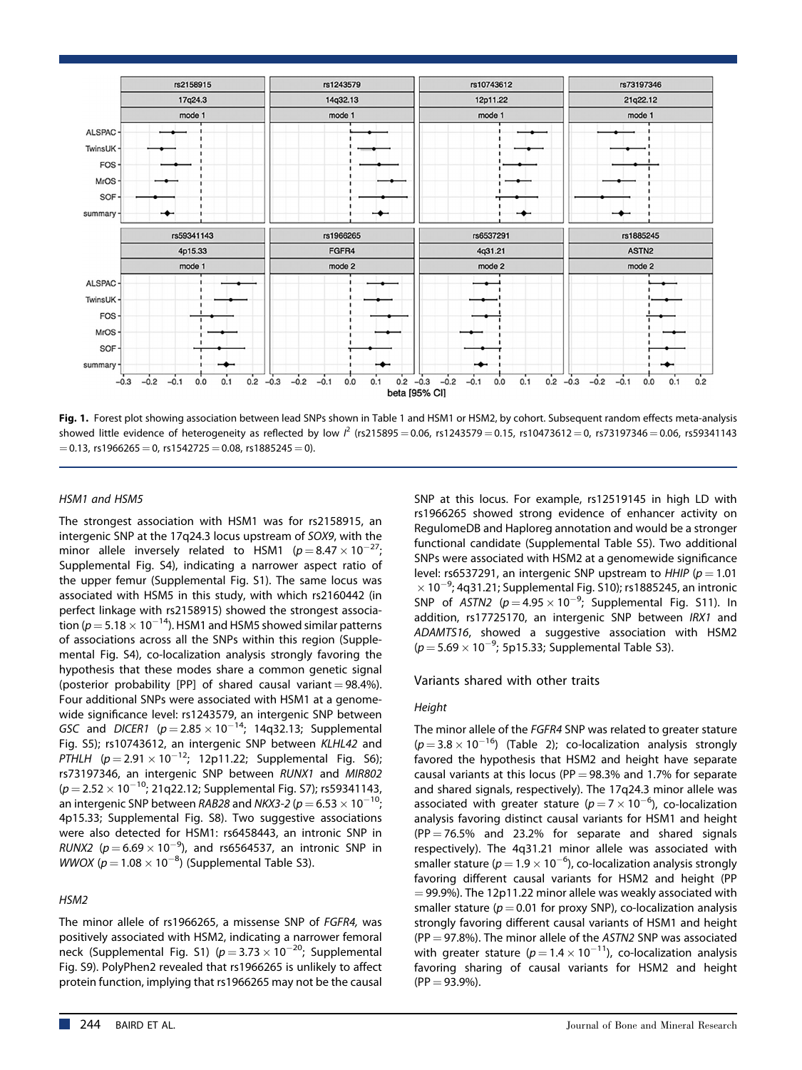**Fig. 1.** Forest plot showing association between lead SNPs shown in Table 1 and HSM1 or HSM2, by cohort. Subsequent random effects meta-analysis showed little evidence of heterogeneity as reflected by low $I^2$ (rs215895 = 0.06, rs1243579 = 0.15, rs10473612 = 0, rs73197346 = 0.06, rs59341143 = 0.13, rs1966265 = 0, rs1542725 = 0.08, rs1885245 = 0).

### *HSM1 and HSM5*

The strongest association with HSM1 was for rs2158915, an intergenic SNP at the 17q24.3 locus upstream of *SOX9*, with the minor allele inversely related to HSM1 ($p = 8.47 \times 10^{-27}$; Supplemental Fig. S4), indicating a narrower aspect ratio of the upper femur (Supplemental Fig. S1). The same locus was associated with HSM5 in this study, with which rs2160442 (in perfect linkage with rs2158915) showed the strongest association ($p = 5.18 \times 10^{-14}$). HSM1 and HSM5 showed similar patterns of associations across all the SNPs within this region (Supplemental Fig. S4), co-localization analysis strongly favoring the hypothesis that these modes share a common genetic signal (posterior probability [PP] of shared causal variant = 98.4%). Four additional SNPs were associated with HSM1 at a genomewide significance level: rs1243579, an intergenic SNP between *GSC* and *DICER1* ($p = 2.85 \times 10^{-14}$; 14q32.13; Supplemental Fig. S5); rs10743612, an intergenic SNP between *KLHL42* and *PTHLH* ($p = 2.91 \times 10^{-12}$; 12p11.22; Supplemental Fig. S6); rs73197346, an intergenic SNP between *RUNX1* and *MIR802* ($p = 2.52 \times 10^{-10}$; 21q22.12; Supplemental Fig. S7); rs59341143, an intergenic SNP between *RAB28* and *NKX3-2* ($p = 6.53 \times 10^{-10}$; 4p15.33; Supplemental Fig. S8). Two suggestive associations were also detected for HSM1: rs6458443, an intronic SNP in *RUNX2* ($p = 6.69 \times 10^{-9}$), and rs6564537, an intronic SNP in *WWOX* ($p = 1.08 \times 10^{-8}$) (Supplemental Table S3).

### *HSM2*

The minor allele of rs1966265, a missense SNP of *FGFR4,* was positively associated with HSM2, indicating a narrower femoral neck (Supplemental Fig. S1) ($p = 3.73 \times 10^{-20}$; Supplemental Fig. S9). PolyPhen2 revealed that rs1966265 is unlikely to affect protein function, implying that rs1966265 may not be the causal SNP at this locus. For example, rs12519145 in high LD with rs1966265 showed strong evidence of enhancer activity on RegulomeDB and Haploreg annotation and would be a stronger functional candidate (Supplemental Table S5). Two additional SNPs were associated with HSM2 at a genomewide significance level: rs6537291, an intergenic SNP upstream to *HHIP* ($p = 1.01 \times 10^{-9}$; 4q31.21; Supplemental Fig. S10); rs1885245, an intronic SNP of *ASTN2* ($p = 4.95 \times 10^{-9}$; Supplemental Fig. S11). In addition, rs17725170, an intergenic SNP between *IRX1* and *ADAMTS16*, showed a suggestive association with HSM2 ($p = 5.69 \times 10^{-9}$; 5p15.33; Supplemental Table S3).

## Variants shared with other traits

### *Height*

The minor allele of the *FGFR4* SNP was related to greater stature ($p = 3.8 \times 10^{-16}$) (Table 2); co-localization analysis strongly favored the hypothesis that HSM2 and height have separate causal variants at this locus (PP = 98.3% and 1.7% for separate and shared signals, respectively). The 17q24.3 minor allele was associated with greater stature ($p = 7 \times 10^{-6}$), co-localization analysis favoring distinct causal variants for HSM1 and height (PP = 76.5% and 23.2% for separate and shared signals respectively). The 4q31.21 minor allele was associated with smaller stature ($p = 1.9 \times 10^{-6}$), co-localization analysis strongly favoring different causal variants for HSM2 and height (PP = 99.9%). The 12p11.22 minor allele was weakly associated with smaller stature ($p = 0.01$ for proxy SNP), co-localization analysis strongly favoring different causal variants of HSM1 and height (PP = 97.8%). The minor allele of the *ASTN2* SNP was associated with greater stature ($p = 1.4 \times 10^{-11}$), co-localization analysis favoring sharing of causal variants for HSM2 and height (PP = 93.9%).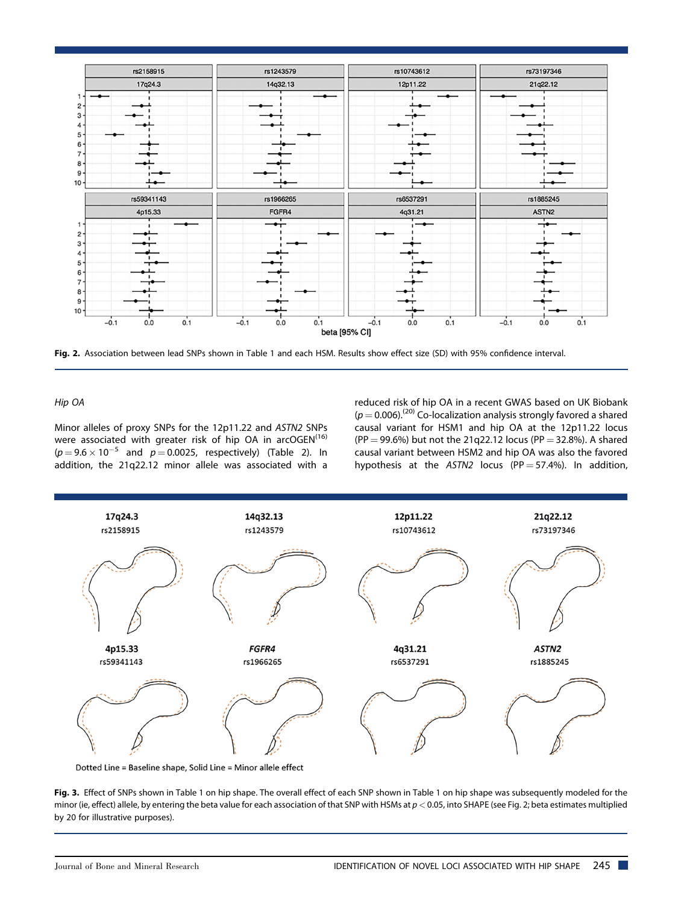Fig. 2. Association between lead SNPs shown in Table 1 and each HSM. Results show effect size (SD) with 95% confidence interval.

*Hip OA*

Minor alleles of proxy SNPs for the 12p11.22 and *ASTN2* SNPs were associated with greater risk of hip OA in arcOGEN[16] ($p = 9.6 \times 10^{-5}$ and $p = 0.0025$, respectively) (Table 2). In addition, the 21q22.12 minor allele was associated with a reduced risk of hip OA in a recent GWAS based on UK Biobank ($p = 0.006$).[20] Co-localization analysis strongly favored a shared causal variant for HSM1 and hip OA at the 12p11.22 locus (PP = 99.6%) but not the 21q22.12 locus (PP = 32.8%). A shared causal variant between HSM2 and hip OA was also the favored hypothesis at the *ASTN2* locus (PP = 57.4%). In addition,

Fig. 3. Effect of SNPs shown in Table 1 on hip shape. The overall effect of each SNP shown in Table 1 on hip shape was subsequently modeled for the minor (ie, effect) allele, by entering the beta value for each association of that SNP with HSMs at $p < 0.05$, into SHAPE (see Fig. 2; beta estimates multiplied by 20 for illustrative purposes).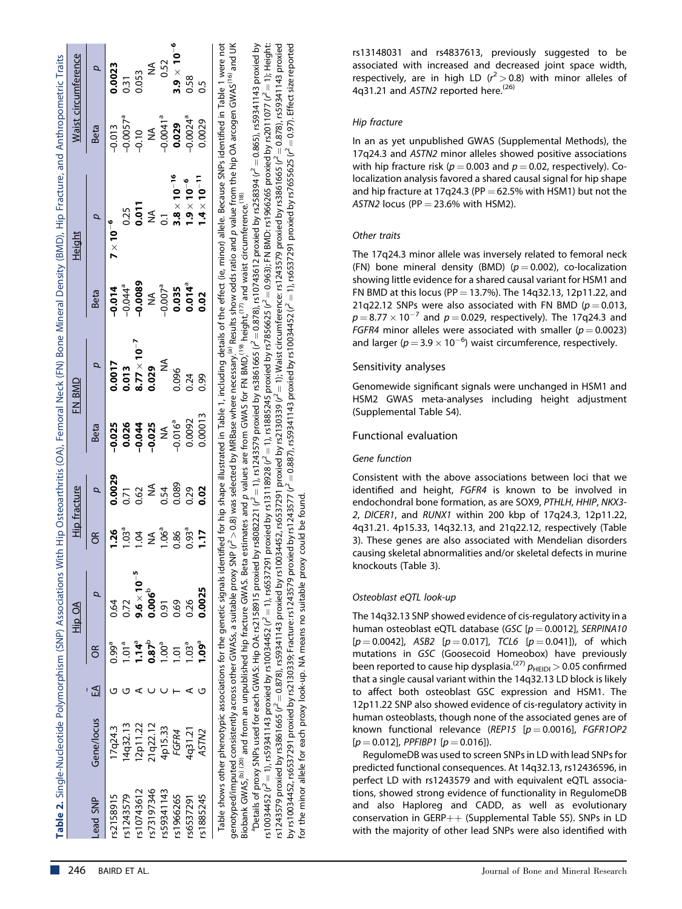**Table 2.** Single-Nucleotide Polymorphism (SNP) Associations With Hip Osteoarthritis (OA), Femoral Neck (FN) Bone Mineral Density (BMD), Hip Fracture, and Anthropometric Traits

| Lead SNP | Gene/locus | EA | Hip OA | | Hip fracture | | FN BMD | | Height | | Waist circumference | |
|---|---|---|---|---|---|---|---|---|---|---|---|---|
| | | | OR | p | OR | p | Beta | p | Beta | p | Beta | p |
| rs2158915 | 17q24.3 | G | 0.99[a] | 0.64 | **1.26** | **0.0029** | **−0.025** | **0.0017** | **−0.014** | $\mathbf{7 \times 10^{-6}}$ | −0.013 | **0.0023** |
| rs1243579 | 14q32.13 | G | 1.01[a] | 0.72 | 1.03[a] | 0.71 | **0.026** | **0.013** | −0.044[a] | 0.25 | −0.0057[a] | 0.31 |
| rs10743612 | 12p11.22 | A | **1.14[a]** | $\mathbf{9.6 \times 10^{-5}}$ | 1.04 | 0.62 | **−0.044** | $\mathbf{8.77 \times 10^{-7}}$ | **−0.0089** | **0.011** | −0.10 | 0.053 |
| rs73197346 | 21q22.12 | C | **0.87[b]** | **0.006[b]** | NA | NA | **−0.025** | **0.029** | NA | NA | NA | NA |
| rs59341143 | 4p15.33 | C | 1.00[a] | 0.91 | 1.06[a] | 0.54 | NA | NA | −0.007[a] | 0.1 | −0.0041[a] | 0.52 |
| rs1966265 | *FGFR4* | T | 1.01 | 0.69 | 0.86 | 0.089 | −0.016[a] | 0.096 | **0.035** | $\mathbf{3.8 \times 10^{-16}}$ | **0.029** | $\mathbf{3.9 \times 10^{-6}}$ |
| rs6537291 | 4q31.21 | A | 1.03[a] | 0.26 | 0.93[a] | 0.29 | 0.0092 | 0.24 | **0.014[a]** | $\mathbf{1.9 \times 10^{-6}}$ | −0.0024[a] | 0.58 |
| rs1885245 | *ASTN2* | G | **1.09[a]** | **0.0025** | **1.17** | **0.02** | 0.00013 | 0.99 | **0.02** | $\mathbf{1.4 \times 10^{-11}}$ | 0.0029 | 0.5 |

Table shows other phenotypic associations for the genetic signals identified for hip shape illustrated in Table 1, including details of the effect (ie, minor) allele. Because SNPs identified in Table 1 were not genotyped/imputed consistently across other GWASs, a suitable proxy SNP ($r^2 > 0.8$) was selected by MRBase where necessary.[a] Results show odds ratio and p value from the hip OA arcogen GWAS[16] and UK Biobank GWAS,[b] [20] and from an unpublished hip fracture GWAS. Beta estimates and p values are from GWAS for FN BMD,[19] height,[17] and waist circumference.[18]

[a]Details of proxy SNPs used for each GWAS: Hip OA: rs2158915 proxied by rs8082221 ($r^2 = 1$), rs1243579 proxied by rs3861665 ($r^2 = 0.878$), rs10743612 proxied by rs258394 ($r^2 = 0.865$), rs59341143 proxied by rs10034452 ($r^2 = 1$), rs59341143 proxied by rs10034452 ($r^2 = 1$), rs6537291 proxied by rs13118928 ($r^2 = 1$), rs1885245 proxied by rs7856625 ($r^2 = 0.963$); FN BMD: rs1966265 proxied by rs2011077 ($r^2 = 1$); Height: rs1243579 proxied by rs3861665 ($r^2 = 0.878$), rs59341143 proxied by rs10034452, rs6537291 proxied by rs2130339 ($r^2 = 1$); Waist circumference: rs1243579 proxied by rs3861665 ($r^2 = 0.878$), rs59341143 proxied by rs10034452, rs6537291 proxied by rs2130339; Fracture: rs1243579 proxied by rs1243577 ($r^2 = 0.887$), rs59341143 proxied by rs10034452 ($r^2 = 1$), rs6537291 proxied by rs7655625 ($r^2 = 0.97$). Effect size reported for the minor allele for each proxy look-up. NA means no suitable proxy could be found.

rs13148031 and rs4837613, previously suggested to be associated with increased and decreased joint space width, respectively, are in high LD ($r^2 > 0.8$) with minor alleles of 4q31.21 and *ASTN2* reported here.[26]

#### *Hip fracture*

In an as yet unpublished GWAS (Supplemental Methods), the 17q24.3 and *ASTN2* minor alleles showed positive associations with hip fracture risk ($p = 0.003$ and $p = 0.02$, respectively). Co-localization analysis favored a shared causal signal for hip shape and hip fracture at 17q24.3 (PP = 62.5% with HSM1) but not the *ASTN2* locus (PP = 23.6% with HSM2).

#### *Other traits*

The 17q24.3 minor allele was inversely related to femoral neck (FN) bone mineral density (BMD) ($p = 0.002$), co-localization showing little evidence for a shared causal variant for HSM1 and FN BMD at this locus (PP = 13.7%). The 14q32.13, 12p11.22, and 21q22.12 SNPs were also associated with FN BMD ($p = 0.013$, $p = 8.77 \times 10^{-7}$ and $p = 0.029$, respectively). The 17q24.3 and *FGFR4* minor alleles were associated with smaller ($p = 0.0023$) and larger ($p = 3.9 \times 10^{-6}$) waist circumference, respectively.

### Sensitivity analyses

Genomewide significant signals were unchanged in HSM1 and HSM2 GWAS meta-analyses including height adjustment (Supplemental Table S4).

### Functional evaluation

#### *Gene function*

Consistent with the above associations between loci that we identified and height, *FGFR4* is known to be involved in endochondral bone formation, as are SOX9, *PTHLH*, *HHIP*, *NKX3-2*, *DICER1*, and *RUNX1* within 200 kbp of 17q24.3, 12p11.22, 4q31.21. 4p15.33, 14q32.13, and 21q22.12, respectively (Table 3). These genes are also associated with Mendelian disorders causing skeletal abnormalities and/or skeletal defects in murine knockouts (Table 3).

#### *Osteoblast eQTL look-up*

The 14q32.13 SNP showed evidence of cis-regulatory activity in a human osteoblast eQTL database (*GSC* [$p = 0.0012$], *SERPINA10* [$p = 0.0042$], *ASB2* [$p = 0.017$], *TCL6* [$p = 0.041$]), of which mutations in *GSC* (Goosecoid Homeobox) have previously been reported to cause hip dysplasia.[27] $p_{HEIDI} > 0.05$ confirmed that a single causal variant within the 14q32.13 LD block is likely to affect both osteoblast GSC expression and HSM1. The 12p11.22 SNP also showed evidence of cis-regulatory activity in human osteoblasts, though none of the associated genes are of known functional relevance (*REP15* [$p = 0.0016$], *FGFR1OP2* [$p = 0.012$], *PPFIBP1* [$p = 0.016$]).

RegulomeDB was used to screen SNPs in LD with lead SNPs for predicted functional consequences. At 14q32.13, rs12436596, in perfect LD with rs1243579 and with equivalent eQTL associations, showed strong evidence of functionality in RegulomeDB and also Haploreg and CADD, as well as evolutionary conservation in GERP++ (Supplemental Table S5). SNPs in LD with the majority of other lead SNPs were also identified with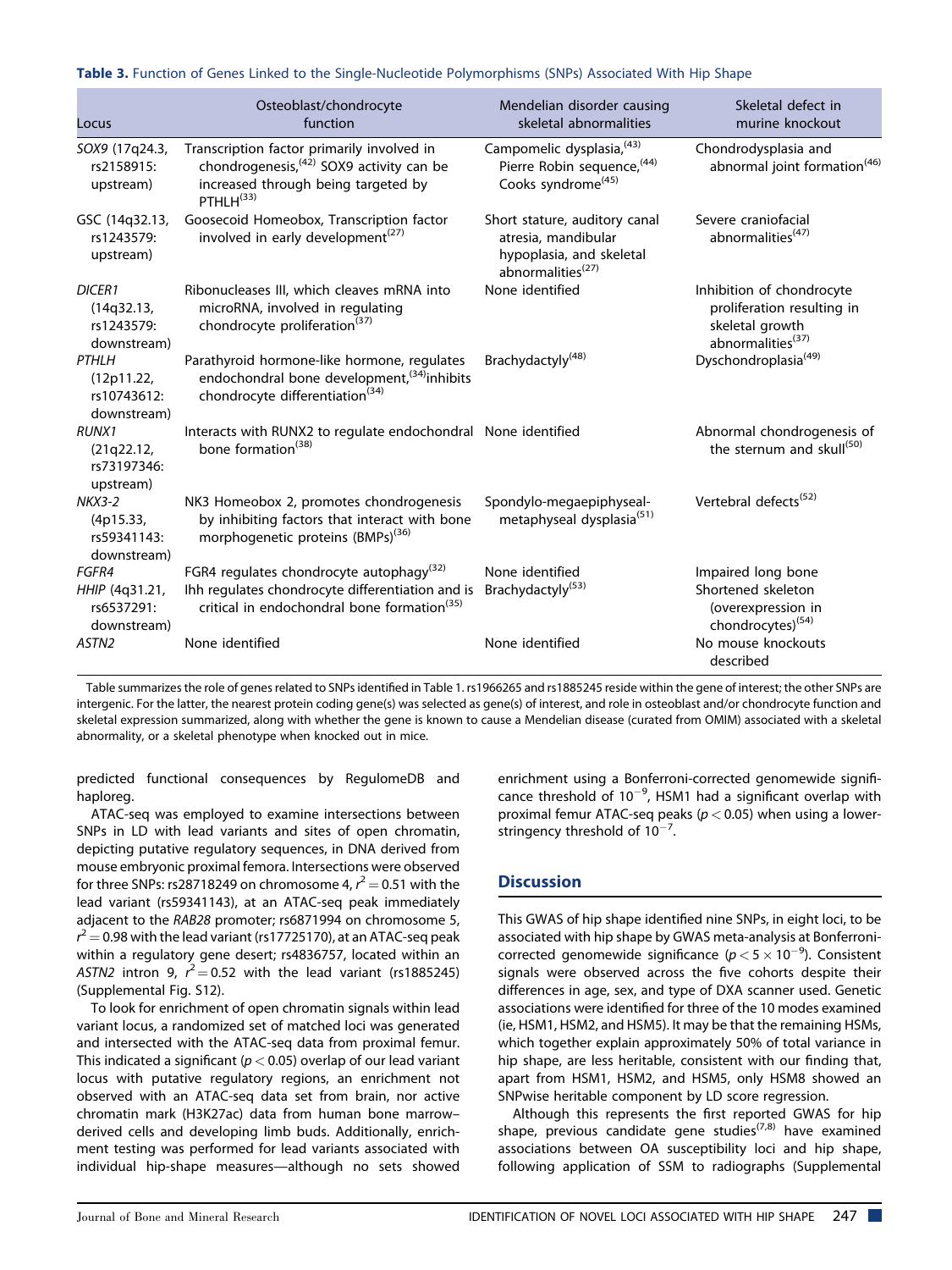**Table 3.** Function of Genes Linked to the Single-Nucleotide Polymorphisms (SNPs) Associated With Hip Shape

| Locus | Osteoblast/chondrocyte function | Mendelian disorder causing skeletal abnormalities | Skeletal defect in murine knockout |
|---|---|---|---|
| *SOX9* (17q24.3, rs2158915: upstream) | Transcription factor primarily involved in chondrogenesis,[42] SOX9 activity can be increased through being targeted by PTHLH[33] | Campomelic dysplasia,[43] Pierre Robin sequence,[44] Cooks syndrome[45] | Chondrodysplasia and abnormal joint formation[46] |
| GSC (14q32.13, rs1243579: upstream) | Goosecoid Homeobox, Transcription factor involved in early development[27] | Short stature, auditory canal atresia, mandibular hypoplasia, and skeletal abnormalities[27] | Severe craniofacial abnormalities[47] |
| *DICER1* (14q32.13, rs1243579: downstream) | Ribonucleases III, which cleaves mRNA into microRNA, involved in regulating chondrocyte proliferation[37] | None identified | Inhibition of chondrocyte proliferation resulting in skeletal growth abnormalities[37] |
| *PTHLH* (12p11.22, rs10743612: downstream) | Parathyroid hormone-like hormone, regulates endochondral bone development,[34] inhibits chondrocyte differentiation[34] | Brachydactyly[48] | Dyschondroplasia[49] |
| *RUNX1* (21q22.12, rs73197346: upstream) | Interacts with RUNX2 to regulate endochondral bone formation[38] | None identified | Abnormal chondrogenesis of the sternum and skull[50] |
| *NKX3-2* (4p15.33, rs59341143: downstream) | NK3 Homeobox 2, promotes chondrogenesis by inhibiting factors that interact with bone morphogenetic proteins (BMPs)[36] | Spondylo-megaepiphyseal-metaphyseal dysplasia[51] | Vertebral defects[52] |
| *FGFR4* | FGR4 regulates chondrocyte autophagy[32] | None identified | Impaired long bone |
| *HHIP* (4q31.21, rs6537291: downstream) | Ihh regulates chondrocyte differentiation and is critical in endochondral bone formation[35] | Brachydactyly[53] | Shortened skeleton (overexpression in chondrocytes)[54] |
| *ASTN2* | None identified | None identified | No mouse knockouts described |

Table summarizes the role of genes related to SNPs identified in Table 1. rs1966265 and rs1885245 reside within the gene of interest; the other SNPs are intergenic. For the latter, the nearest protein coding gene(s) was selected as gene(s) of interest, and role in osteoblast and/or chondrocyte function and skeletal expression summarized, along with whether the gene is known to cause a Mendelian disease (curated from OMIM) associated with a skeletal abnormality, or a skeletal phenotype when knocked out in mice.

predicted functional consequences by RegulomeDB and haploreg.

ATAC-seq was employed to examine intersections between SNPs in LD with lead variants and sites of open chromatin, depicting putative regulatory sequences, in DNA derived from mouse embryonic proximal femora. Intersections were observed for three SNPs: rs28718249 on chromosome 4, $r^2 = 0.51$ with the lead variant (rs59341143), at an ATAC-seq peak immediately adjacent to the *RAB28* promoter; rs6871994 on chromosome 5, $r^2 = 0.98$ with the lead variant (rs17725170), at an ATAC-seq peak within a regulatory gene desert; rs4836757, located within an *ASTN2* intron 9, $r^2 = 0.52$ with the lead variant (rs1885245) (Supplemental Fig. S12).

To look for enrichment of open chromatin signals within lead variant locus, a randomized set of matched loci was generated and intersected with the ATAC-seq data from proximal femur. This indicated a significant ($p < 0.05$) overlap of our lead variant locus with putative regulatory regions, an enrichment not observed with an ATAC-seq data set from brain, nor active chromatin mark (H3K27ac) data from human bone marrow–derived cells and developing limb buds. Additionally, enrichment testing was performed for lead variants associated with individual hip-shape measures—although no sets showed enrichment using a Bonferroni-corrected genomewide significance threshold of $10^{-9}$, HSM1 had a significant overlap with proximal femur ATAC-seq peaks ($p < 0.05$) when using a lower-stringency threshold of $10^{-7}$.

## Discussion

This GWAS of hip shape identified nine SNPs, in eight loci, to be associated with hip shape by GWAS meta-analysis at Bonferroni-corrected genomewide significance ($p < 5 \times 10^{-9}$). Consistent signals were observed across the five cohorts despite their differences in age, sex, and type of DXA scanner used. Genetic associations were identified for three of the 10 modes examined (ie, HSM1, HSM2, and HSM5). It may be that the remaining HSMs, which together explain approximately 50% of total variance in hip shape, are less heritable, consistent with our finding that, apart from HSM1, HSM2, and HSM5, only HSM8 showed an SNPwise heritable component by LD score regression.

Although this represents the first reported GWAS for hip shape, previous candidate gene studies[7,8] have examined associations between OA susceptibility loci and hip shape, following application of SSM to radiographs (Supplemental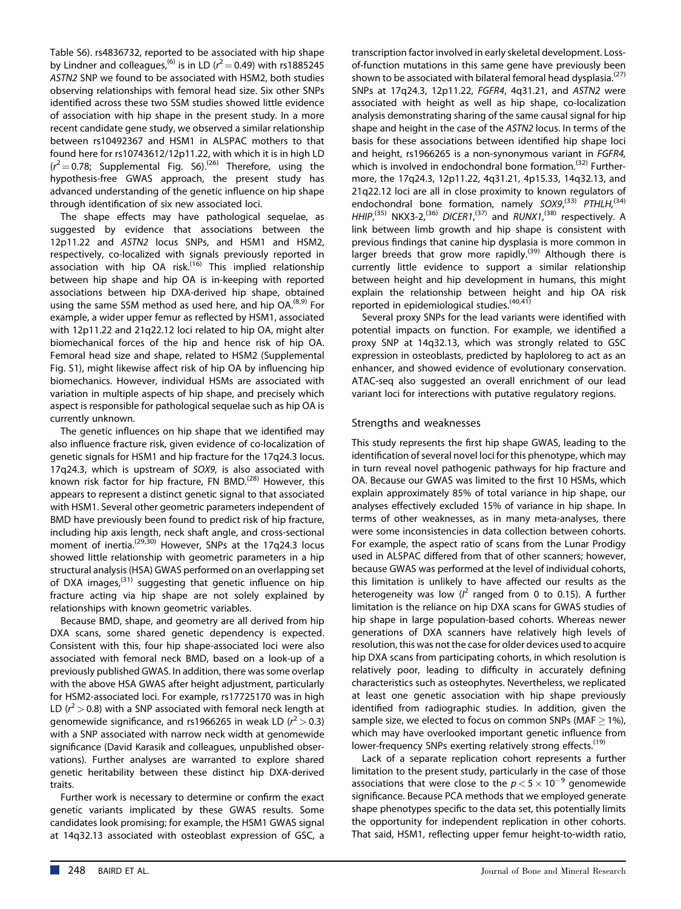Table S6). rs4836732, reported to be associated with hip shape by Lindner and colleagues,[6] is in LD ($r^2 = 0.49$) with rs1885245 *ASTN2* SNP we found to be associated with HSM2, both studies observing relationships with femoral head size. Six other SNPs identified across these two SSM studies showed little evidence of association with hip shape in the present study. In a more recent candidate gene study, we observed a similar relationship between rs10492367 and HSM1 in ALSPAC mothers to that found here for rs10743612/12p11.22, with which it is in high LD ($r^2 = 0.78$; Supplemental Fig. S6).[26] Therefore, using the hypothesis-free GWAS approach, the present study has advanced understanding of the genetic influence on hip shape through identification of six new associated loci.

The shape effects may have pathological sequelae, as suggested by evidence that associations between the 12p11.22 and *ASTN2* locus SNPs, and HSM1 and HSM2, respectively, co-localized with signals previously reported in association with hip OA risk.[16] This implied relationship between hip shape and hip OA is in-keeping with reported associations between hip DXA-derived hip shape, obtained using the same SSM method as used here, and hip OA.[8,9] For example, a wider upper femur as reflected by HSM1, associated with 12p11.22 and 21q22.12 loci related to hip OA, might alter biomechanical forces of the hip and hence risk of hip OA. Femoral head size and shape, related to HSM2 (Supplemental Fig. S1), might likewise affect risk of hip OA by influencing hip biomechanics. However, individual HSMs are associated with variation in multiple aspects of hip shape, and precisely which aspect is responsible for pathological sequelae such as hip OA is currently unknown.

The genetic influences on hip shape that we identified may also influence fracture risk, given evidence of co-localization of genetic signals for HSM1 and hip fracture for the 17q24.3 locus. 17q24.3, which is upstream of *SOX9*, is also associated with known risk factor for hip fracture, FN BMD.[28] However, this appears to represent a distinct genetic signal to that associated with HSM1. Several other geometric parameters independent of BMD have previously been found to predict risk of hip fracture, including hip axis length, neck shaft angle, and cross-sectional moment of inertia.[29,30] However, SNPs at the 17q24.3 locus showed little relationship with geometric parameters in a hip structural analysis (HSA) GWAS performed on an overlapping set of DXA images,[31] suggesting that genetic influence on hip fracture acting via hip shape are not solely explained by relationships with known geometric variables.

Because BMD, shape, and geometry are all derived from hip DXA scans, some shared genetic dependency is expected. Consistent with this, four hip shape-associated loci were also associated with femoral neck BMD, based on a look-up of a previously published GWAS. In addition, there was some overlap with the above HSA GWAS after height adjustment, particularly for HSM2-associated loci. For example, rs17725170 was in high LD ($r^2 > 0.8$) with a SNP associated with femoral neck length at genomewide significance, and rs1966265 in weak LD ($r^2 > 0.3$) with a SNP associated with narrow neck width at genomewide significance (David Karasik and colleagues, unpublished observations). Further analyses are warranted to explore shared genetic heritability between these distinct hip DXA-derived traits.

Further work is necessary to determine or confirm the exact genetic variants implicated by these GWAS results. Some candidates look promising; for example, the HSM1 GWAS signal at 14q32.13 associated with osteoblast expression of GSC, a transcription factor involved in early skeletal development. Loss-of-function mutations in this same gene have previously been shown to be associated with bilateral femoral head dysplasia.[27] SNPs at 17q24.3, 12p11.22, *FGFR4*, 4q31.21, and *ASTN2* were associated with height as well as hip shape, co-localization analysis demonstrating sharing of the same causal signal for hip shape and height in the case of the *ASTN2* locus. In terms of the basis for these associations between identified hip shape loci and height, rs1966265 is a non-synonymous variant in *FGFR4*, which is involved in endochondral bone formation.[32] Furthermore, the 17q24.3, 12p11.22, 4q31.21, 4p15.33, 14q32.13, and 21q22.12 loci are all in close proximity to known regulators of endochondral bone formation, namely *SOX9*,[33] *PTHLH*,[34] *HHIP*,[35] NKX3-2,[36] *DICER1*,[37] and *RUNX1*,[38] respectively. A link between limb growth and hip shape is consistent with previous findings that canine hip dysplasia is more common in larger breeds that grow more rapidly.[39] Although there is currently little evidence to support a similar relationship between height and hip development in humans, this might explain the relationship between height and hip OA risk reported in epidemiological studies.[40,41]

Several proxy SNPs for the lead variants were identified with potential impacts on function. For example, we identified a proxy SNP at 14q32.13, which was strongly related to GSC expression in osteoblasts, predicted by haploloreg to act as an enhancer, and showed evidence of evolutionary conservation. ATAC-seq also suggested an overall enrichment of our lead variant loci for interections with putative regulatory regions.

## Strengths and weaknesses

This study represents the first hip shape GWAS, leading to the identification of several novel loci for this phenotype, which may in turn reveal novel pathogenic pathways for hip fracture and OA. Because our GWAS was limited to the first 10 HSMs, which explain approximately 85% of total variance in hip shape, our analyses effectively excluded 15% of variance in hip shape. In terms of other weaknesses, as in many meta-analyses, there were some inconsistencies in data collection between cohorts. For example, the aspect ratio of scans from the Lunar Prodigy used in ALSPAC differed from that of other scanners; however, because GWAS was performed at the level of individual cohorts, this limitation is unlikely to have affected our results as the heterogeneity was low ($I^2$ ranged from 0 to 0.15). A further limitation is the reliance on hip DXA scans for GWAS studies of hip shape in large population-based cohorts. Whereas newer generations of DXA scanners have relatively high levels of resolution, this was not the case for older devices used to acquire hip DXA scans from participating cohorts, in which resolution is relatively poor, leading to difficulty in accurately defining characteristics such as osteophytes. Nevertheless, we replicated at least one genetic association with hip shape previously identified from radiographic studies. In addition, given the sample size, we elected to focus on common SNPs (MAF $\geq$ 1%), which may have overlooked important genetic influence from lower-frequency SNPs exerting relatively strong effects.[19]

Lack of a separate replication cohort represents a further limitation to the present study, particularly in the case of those associations that were close to the $p < 5 \times 10^{-9}$ genomewide significance. Because PCA methods that we employed generate shape phenotypes specific to the data set, this potentially limits the opportunity for independent replication in other cohorts. That said, HSM1, reflecting upper femur height-to-width ratio,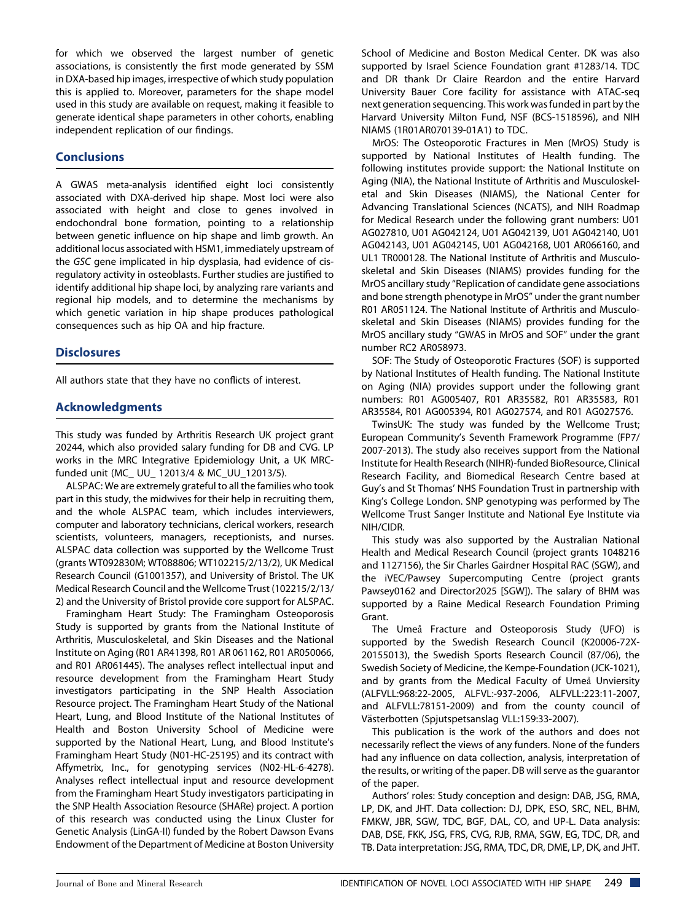for which we observed the largest number of genetic associations, is consistently the first mode generated by SSM in DXA-based hip images, irrespective of which study population this is applied to. Moreover, parameters for the shape model used in this study are available on request, making it feasible to generate identical shape parameters in other cohorts, enabling independent replication of our findings.

## Conclusions

A GWAS meta-analysis identified eight loci consistently associated with DXA-derived hip shape. Most loci were also associated with height and close to genes involved in endochondral bone formation, pointing to a relationship between genetic influence on hip shape and limb growth. An additional locus associated with HSM1, immediately upstream of the *GSC* gene implicated in hip dysplasia, had evidence of cis-regulatory activity in osteoblasts. Further studies are justified to identify additional hip shape loci, by analyzing rare variants and regional hip models, and to determine the mechanisms by which genetic variation in hip shape produces pathological consequences such as hip OA and hip fracture.

## Disclosures

All authors state that they have no conflicts of interest.

## Acknowledgments

This study was funded by Arthritis Research UK project grant 20244, which also provided salary funding for DB and CVG. LP works in the MRC Integrative Epidemiology Unit, a UK MRC-funded unit (MC_ UU_ 12013/4 & MC_UU_12013/5).

ALSPAC: We are extremely grateful to all the families who took part in this study, the midwives for their help in recruiting them, and the whole ALSPAC team, which includes interviewers, computer and laboratory technicians, clerical workers, research scientists, volunteers, managers, receptionists, and nurses. ALSPAC data collection was supported by the Wellcome Trust (grants WT092830M; WT088806; WT102215/2/13/2), UK Medical Research Council (G1001357), and University of Bristol. The UK Medical Research Council and the Wellcome Trust (102215/2/13/2) and the University of Bristol provide core support for ALSPAC.

Framingham Heart Study: The Framingham Osteoporosis Study is supported by grants from the National Institute of Arthritis, Musculoskeletal, and Skin Diseases and the National Institute on Aging (R01 AR41398, R01 AR 061162, R01 AR050066, and R01 AR061445). The analyses reflect intellectual input and resource development from the Framingham Heart Study investigators participating in the SNP Health Association Resource project. The Framingham Heart Study of the National Heart, Lung, and Blood Institute of the National Institutes of Health and Boston University School of Medicine were supported by the National Heart, Lung, and Blood Institute's Framingham Heart Study (N01-HC-25195) and its contract with Affymetrix, Inc., for genotyping services (N02-HL-6-4278). Analyses reflect intellectual input and resource development from the Framingham Heart Study investigators participating in the SNP Health Association Resource (SHARe) project. A portion of this research was conducted using the Linux Cluster for Genetic Analysis (LinGA-II) funded by the Robert Dawson Evans Endowment of the Department of Medicine at Boston University School of Medicine and Boston Medical Center. DK was also supported by Israel Science Foundation grant #1283/14. TDC and DR thank Dr Claire Reardon and the entire Harvard University Bauer Core facility for assistance with ATAC-seq next generation sequencing. This work was funded in part by the Harvard University Milton Fund, NSF (BCS-1518596), and NIH NIAMS (1R01AR070139-01A1) to TDC.

MrOS: The Osteoporotic Fractures in Men (MrOS) Study is supported by National Institutes of Health funding. The following institutes provide support: the National Institute on Aging (NIA), the National Institute of Arthritis and Musculoskeletal and Skin Diseases (NIAMS), the National Center for Advancing Translational Sciences (NCATS), and NIH Roadmap for Medical Research under the following grant numbers: U01 AG027810, U01 AG042124, U01 AG042139, U01 AG042140, U01 AG042143, U01 AG042145, U01 AG042168, U01 AR066160, and UL1 TR000128. The National Institute of Arthritis and Musculoskeletal and Skin Diseases (NIAMS) provides funding for the MrOS ancillary study "Replication of candidate gene associations and bone strength phenotype in MrOS" under the grant number R01 AR051124. The National Institute of Arthritis and Musculoskeletal and Skin Diseases (NIAMS) provides funding for the MrOS ancillary study "GWAS in MrOS and SOF" under the grant number RC2 AR058973.

SOF: The Study of Osteoporotic Fractures (SOF) is supported by National Institutes of Health funding. The National Institute on Aging (NIA) provides support under the following grant numbers: R01 AG005407, R01 AR35582, R01 AR35583, R01 AR35584, R01 AG005394, R01 AG027574, and R01 AG027576.

TwinsUK: The study was funded by the Wellcome Trust; European Community's Seventh Framework Programme (FP7/2007-2013). The study also receives support from the National Institute for Health Research (NIHR)-funded BioResource, Clinical Research Facility, and Biomedical Research Centre based at Guy's and St Thomas' NHS Foundation Trust in partnership with King's College London. SNP genotyping was performed by The Wellcome Trust Sanger Institute and National Eye Institute via NIH/CIDR.

This study was also supported by the Australian National Health and Medical Research Council (project grants 1048216 and 1127156), the Sir Charles Gairdner Hospital RAC (SGW), and the iVEC/Pawsey Supercomputing Centre (project grants Pawsey0162 and Director2025 [SGW]). The salary of BHM was supported by a Raine Medical Research Foundation Priming Grant.

The Umeå Fracture and Osteoporosis Study (UFO) is supported by the Swedish Research Council (K20006-72X-20155013), the Swedish Sports Research Council (87/06), the Swedish Society of Medicine, the Kempe-Foundation (JCK-1021), and by grants from the Medical Faculty of Umeå Unviersity (ALFVLL:968:22-2005, ALFVL:-937-2006, ALFVLL:223:11-2007, and ALFVLL:78151-2009) and from the county council of Västerbotten (Spjutspetsanslag VLL:159:33-2007).

This publication is the work of the authors and does not necessarily reflect the views of any funders. None of the funders had any influence on data collection, analysis, interpretation of the results, or writing of the paper. DB will serve as the guarantor of the paper.

Authors' roles: Study conception and design: DAB, JSG, RMA, LP, DK, and JHT. Data collection: DJ, DPK, ESO, SRC, NEL, BHM, FMKW, JBR, SGW, TDC, BGF, DAL, CO, and UP-L. Data analysis: DAB, DSE, FKK, JSG, FRS, CVG, RJB, RMA, SGW, EG, TDC, DR, and TB. Data interpretation: JSG, RMA, TDC, DR, DME, LP, DK, and JHT.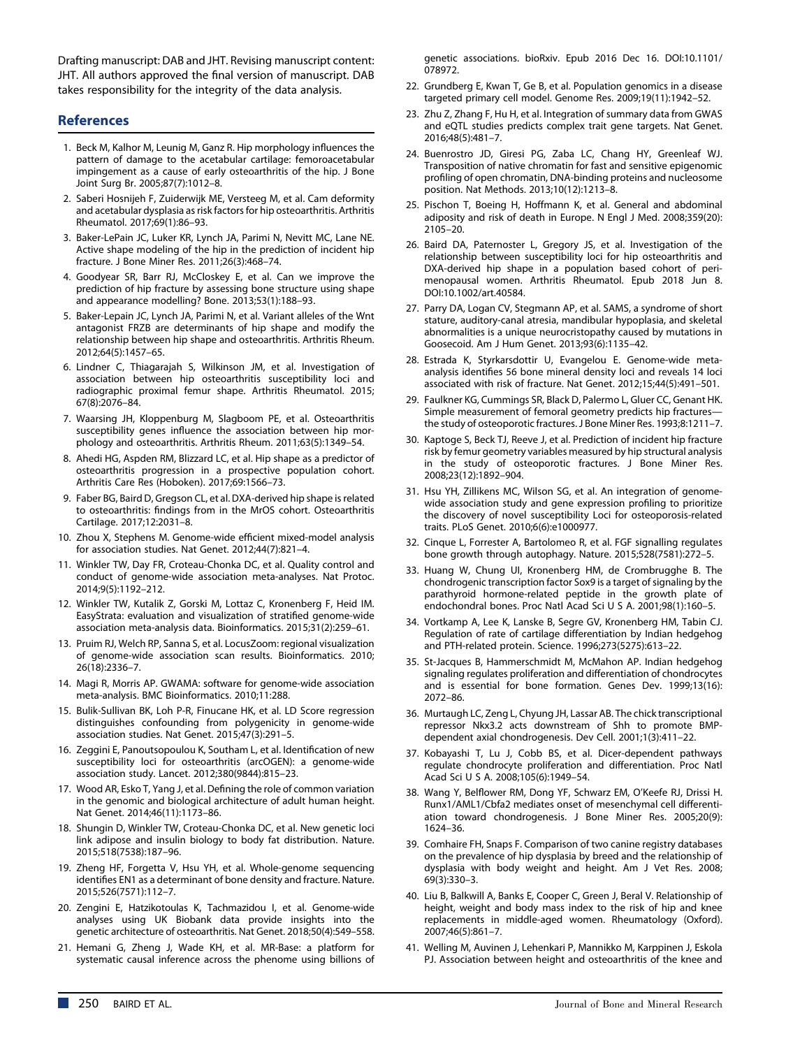Drafting manuscript: DAB and JHT. Revising manuscript content: JHT. All authors approved the final version of manuscript. DAB takes responsibility for the integrity of the data analysis.

## References

1. Beck M, Kalhor M, Leunig M, Ganz R. Hip morphology influences the pattern of damage to the acetabular cartilage: femoroacetabular impingement as a cause of early osteoarthritis of the hip. J Bone Joint Surg Br. 2005;87(7):1012–8.
2. Saberi Hosnijeh F, Zuiderwijk ME, Versteeg M, et al. Cam deformity and acetabular dysplasia as risk factors for hip osteoarthritis. Arthritis Rheumatol. 2017;69(1):86–93.
3. Baker-LePain JC, Luker KR, Lynch JA, Parimi N, Nevitt MC, Lane NE. Active shape modeling of the hip in the prediction of incident hip fracture. J Bone Miner Res. 2011;26(3):468–74.
4. Goodyear SR, Barr RJ, McCloskey E, et al. Can we improve the prediction of hip fracture by assessing bone structure using shape and appearance modelling? Bone. 2013;53(1):188–93.
5. Baker-Lepain JC, Lynch JA, Parimi N, et al. Variant alleles of the Wnt antagonist FRZB are determinants of hip shape and modify the relationship between hip shape and osteoarthritis. Arthritis Rheum. 2012;64(5):1457–65.
6. Lindner C, Thiagarajah S, Wilkinson JM, et al. Investigation of association between hip osteoarthritis susceptibility loci and radiographic proximal femur shape. Arthritis Rheumatol. 2015; 67(8):2076–84.
7. Waarsing JH, Kloppenburg M, Slagboom PE, et al. Osteoarthritis susceptibility genes influence the association between hip morphology and osteoarthritis. Arthritis Rheum. 2011;63(5):1349–54.
8. Ahedi HG, Aspden RM, Blizzard LC, et al. Hip shape as a predictor of osteoarthritis progression in a prospective population cohort. Arthritis Care Res (Hoboken). 2017;69:1566–73.
9. Faber BG, Baird D, Gregson CL, et al. DXA-derived hip shape is related to osteoarthritis: findings from in the MrOS cohort. Osteoarthritis Cartilage. 2017;12:2031–8.
10. Zhou X, Stephens M. Genome-wide efficient mixed-model analysis for association studies. Nat Genet. 2012;44(7):821–4.
11. Winkler TW, Day FR, Croteau-Chonka DC, et al. Quality control and conduct of genome-wide association meta-analyses. Nat Protoc. 2014;9(5):1192–212.
12. Winkler TW, Kutalik Z, Gorski M, Lottaz C, Kronenberg F, Heid IM. EasyStrata: evaluation and visualization of stratified genome-wide association meta-analysis data. Bioinformatics. 2015;31(2):259–61.
13. Pruim RJ, Welch RP, Sanna S, et al. LocusZoom: regional visualization of genome-wide association scan results. Bioinformatics. 2010; 26(18):2336–7.
14. Magi R, Morris AP. GWAMA: software for genome-wide association meta-analysis. BMC Bioinformatics. 2010;11:288.
15. Bulik-Sullivan BK, Loh P-R, Finucane HK, et al. LD Score regression distinguishes confounding from polygenicity in genome-wide association studies. Nat Genet. 2015;47(3):291–5.
16. Zeggini E, Panoutsopoulou K, Southam L, et al. Identification of new susceptibility loci for osteoarthritis (arcOGEN): a genome-wide association study. Lancet. 2012;380(9844):815–23.
17. Wood AR, Esko T, Yang J, et al. Defining the role of common variation in the genomic and biological architecture of adult human height. Nat Genet. 2014;46(11):1173–86.
18. Shungin D, Winkler TW, Croteau-Chonka DC, et al. New genetic loci link adipose and insulin biology to body fat distribution. Nature. 2015;518(7538):187–96.
19. Zheng HF, Forgetta V, Hsu YH, et al. Whole-genome sequencing identifies EN1 as a determinant of bone density and fracture. Nature. 2015;526(7571):112–7.
20. Zengini E, Hatzikotoulas K, Tachmazidou I, et al. Genome-wide analyses using UK Biobank data provide insights into the genetic architecture of osteoarthritis. Nat Genet. 2018;50(4):549–558.
21. Hemani G, Zheng J, Wade KH, et al. MR-Base: a platform for systematic causal inference across the phenome using billions of genetic associations. bioRxiv. Epub 2016 Dec 16. DOI:10.1101/078972.
22. Grundberg E, Kwan T, Ge B, et al. Population genomics in a disease targeted primary cell model. Genome Res. 2009;19(11):1942–52.
23. Zhu Z, Zhang F, Hu H, et al. Integration of summary data from GWAS and eQTL studies predicts complex trait gene targets. Nat Genet. 2016;48(5):481–7.
24. Buenrostro JD, Giresi PG, Zaba LC, Chang HY, Greenleaf WJ. Transposition of native chromatin for fast and sensitive epigenomic profiling of open chromatin, DNA-binding proteins and nucleosome position. Nat Methods. 2013;10(12):1213–8.
25. Pischon T, Boeing H, Hoffmann K, et al. General and abdominal adiposity and risk of death in Europe. N Engl J Med. 2008;359(20): 2105–20.
26. Baird DA, Paternoster L, Gregory JS, et al. Investigation of the relationship between susceptibility loci for hip osteoarthritis and DXA-derived hip shape in a population based cohort of peri-menopausal women. Arthritis Rheumatol. Epub 2018 Jun 8. DOI:10.1002/art.40584.
27. Parry DA, Logan CV, Stegmann AP, et al. SAMS, a syndrome of short stature, auditory-canal atresia, mandibular hypoplasia, and skeletal abnormalities is a unique neurocristopathy caused by mutations in Goosecoid. Am J Hum Genet. 2013;93(6):1135–42.
28. Estrada K, Styrkarsdottir U, Evangelou E. Genome-wide meta-analysis identifies 56 bone mineral density loci and reveals 14 loci associated with risk of fracture. Nat Genet. 2012;15;44(5):491–501.
29. Faulkner KG, Cummings SR, Black D, Palermo L, Gluer CC, Genant HK. Simple measurement of femoral geometry predicts hip fractures—the study of osteoporotic fractures. J Bone Miner Res. 1993;8:1211–7.
30. Kaptoge S, Beck TJ, Reeve J, et al. Prediction of incident hip fracture risk by femur geometry variables measured by hip structural analysis in the study of osteoporotic fractures. J Bone Miner Res. 2008;23(12):1892–904.
31. Hsu YH, Zillikens MC, Wilson SG, et al. An integration of genome-wide association study and gene expression profiling to prioritize the discovery of novel susceptibility Loci for osteoporosis-related traits. PLoS Genet. 2010;6(6):e1000977.
32. Cinque L, Forrester A, Bartolomeo R, et al. FGF signalling regulates bone growth through autophagy. Nature. 2015;528(7581):272–5.
33. Huang W, Chung UI, Kronenberg HM, de Crombrugghe B. The chondrogenic transcription factor Sox9 is a target of signaling by the parathyroid hormone-related peptide in the growth plate of endochondral bones. Proc Natl Acad Sci U S A. 2001;98(1):160–5.
34. Vortkamp A, Lee K, Lanske B, Segre GV, Kronenberg HM, Tabin CJ. Regulation of rate of cartilage differentiation by Indian hedgehog and PTH-related protein. Science. 1996;273(5275):613–22.
35. St-Jacques B, Hammerschmidt M, McMahon AP. Indian hedgehog signaling regulates proliferation and differentiation of chondrocytes and is essential for bone formation. Genes Dev. 1999;13(16): 2072–86.
36. Murtaugh LC, Zeng L, Chyung JH, Lassar AB. The chick transcriptional repressor Nkx3.2 acts downstream of Shh to promote BMP-dependent axial chondrogenesis. Dev Cell. 2001;1(3):411–22.
37. Kobayashi T, Lu J, Cobb BS, et al. Dicer-dependent pathways regulate chondrocyte proliferation and differentiation. Proc Natl Acad Sci U S A. 2008;105(6):1949–54.
38. Wang Y, Belflower RM, Dong YF, Schwarz EM, O'Keefe RJ, Drissi H. Runx1/AML1/Cbfa2 mediates onset of mesenchymal cell differentiation toward chondrogenesis. J Bone Miner Res. 2005;20(9): 1624–36.
39. Comhaire FH, Snaps F. Comparison of two canine registry databases on the prevalence of hip dysplasia by breed and the relationship of dysplasia with body weight and height. Am J Vet Res. 2008; 69(3):330–3.
40. Liu B, Balkwill A, Banks E, Cooper C, Green J, Beral V. Relationship of height, weight and body mass index to the risk of hip and knee replacements in middle-aged women. Rheumatology (Oxford). 2007;46(5):861–7.
41. Welling M, Auvinen J, Lehenkari P, Mannikko M, Karppinen J, Eskola PJ. Association between height and osteoarthritis of the knee and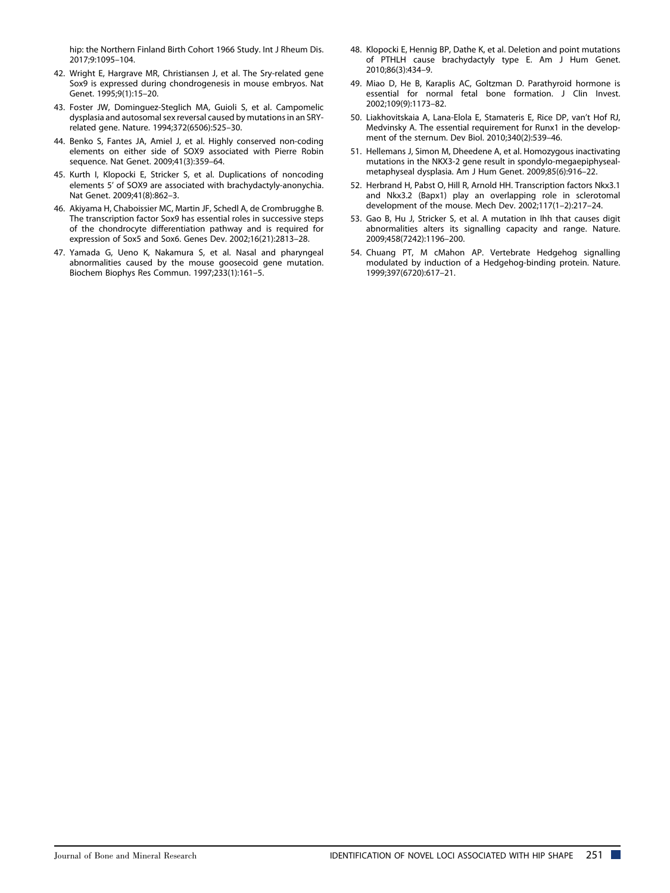hip: the Northern Finland Birth Cohort 1966 Study. Int J Rheum Dis. 2017;9:1095–104.

42. Wright E, Hargrave MR, Christiansen J, et al. The Sry-related gene Sox9 is expressed during chondrogenesis in mouse embryos. Nat Genet. 1995;9(1):15–20.
43. Foster JW, Dominguez-Steglich MA, Guioli S, et al. Campomelic dysplasia and autosomal sex reversal caused by mutations in an SRY-related gene. Nature. 1994;372(6506):525–30.
44. Benko S, Fantes JA, Amiel J, et al. Highly conserved non-coding elements on either side of SOX9 associated with Pierre Robin sequence. Nat Genet. 2009;41(3):359–64.
45. Kurth I, Klopocki E, Stricker S, et al. Duplications of noncoding elements 5′ of SOX9 are associated with brachydactyly-anonychia. Nat Genet. 2009;41(8):862–3.
46. Akiyama H, Chaboissier MC, Martin JF, Schedl A, de Crombrugghe B. The transcription factor Sox9 has essential roles in successive steps of the chondrocyte differentiation pathway and is required for expression of Sox5 and Sox6. Genes Dev. 2002;16(21):2813–28.
47. Yamada G, Ueno K, Nakamura S, et al. Nasal and pharyngeal abnormalities caused by the mouse goosecoid gene mutation. Biochem Biophys Res Commun. 1997;233(1):161–5.
48. Klopocki E, Hennig BP, Dathe K, et al. Deletion and point mutations of PTHLH cause brachydactyly type E. Am J Hum Genet. 2010;86(3):434–9.
49. Miao D, He B, Karaplis AC, Goltzman D. Parathyroid hormone is essential for normal fetal bone formation. J Clin Invest. 2002;109(9):1173–82.
50. Liakhovitskaia A, Lana-Elola E, Stamateris E, Rice DP, van't Hof RJ, Medvinsky A. The essential requirement for Runx1 in the development of the sternum. Dev Biol. 2010;340(2):539–46.
51. Hellemans J, Simon M, Dheedene A, et al. Homozygous inactivating mutations in the NKX3-2 gene result in spondylo-megaepiphyseal-metaphyseal dysplasia. Am J Hum Genet. 2009;85(6):916–22.
52. Herbrand H, Pabst O, Hill R, Arnold HH. Transcription factors Nkx3.1 and Nkx3.2 (Bapx1) play an overlapping role in sclerotomal development of the mouse. Mech Dev. 2002;117(1–2):217–24.
53. Gao B, Hu J, Stricker S, et al. A mutation in Ihh that causes digit abnormalities alters its signalling capacity and range. Nature. 2009;458(7242):1196–200.
54. Chuang PT, M cMahon AP. Vertebrate Hedgehog signalling modulated by induction of a Hedgehog-binding protein. Nature. 1999;397(6720):617–21.